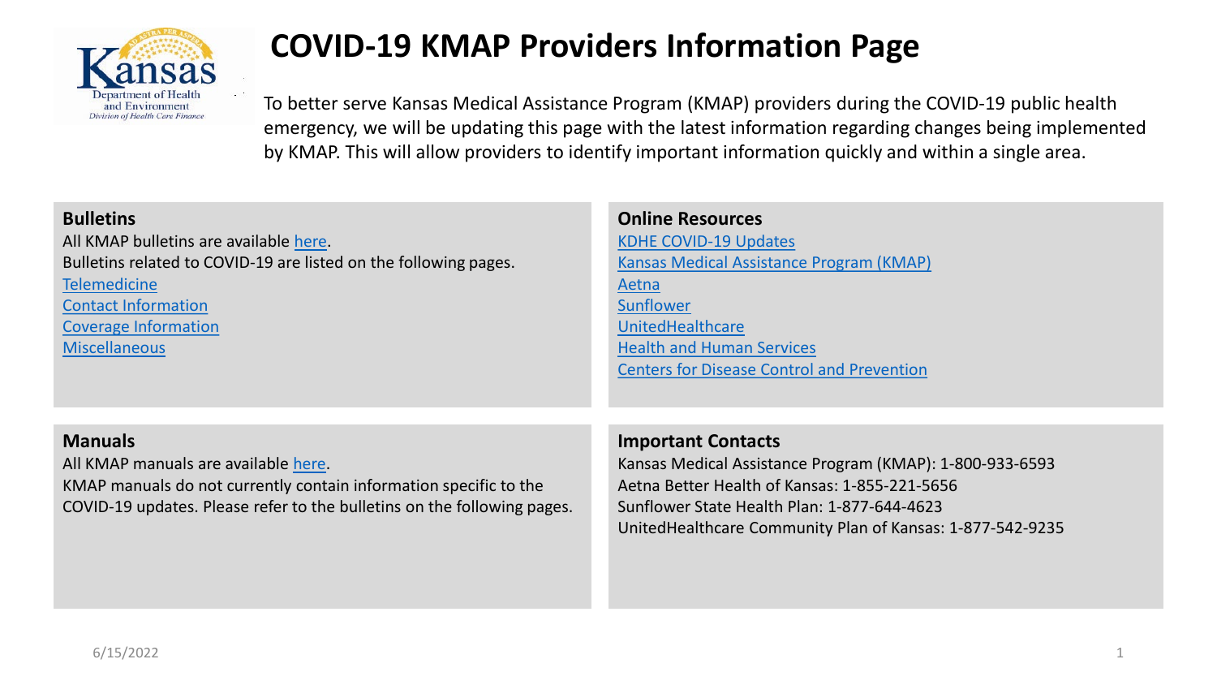# COVID-19 KMAP Providers Information Page

To better serve Kansas Medical Assistance Program (KMAP) providers during the COVID-19 public health emergency, we will be updating this page with the latest information regarding changes being implemented by KMAP. This will allow providers to identify important information quickly and within a single area.

## Bulletins

All KMAP bulletins are available here.

Bulletins related to COVID-19 are listed on the following pages.

- Telemedicine
- Contact Information
- Coverage Information
- Miscellaneous

## Online Resources

- KDHE COVID-19 Updates
- Kansas Medical Assistance Program (KMAP)
- Aetna
- Sunflower
- UnitedHealthcare
- Health and Human Services
- Centers for Disease Control and Prevention

## Manuals

All KMAP manuals are available here.

KMAP manuals do not currently contain information specific to the COVID-19 updates. Please refer to the bulletins on the following pages.

## Important Contacts

Kansas Medical Assistance Program (KMAP): 1-800-933-6593
Aetna Better Health of Kansas: 1-855-221-5656
Sunflower State Health Plan: 1-877-644-4623
UnitedHealthcare Community Plan of Kansas: 1-877-542-9235

6/15/2022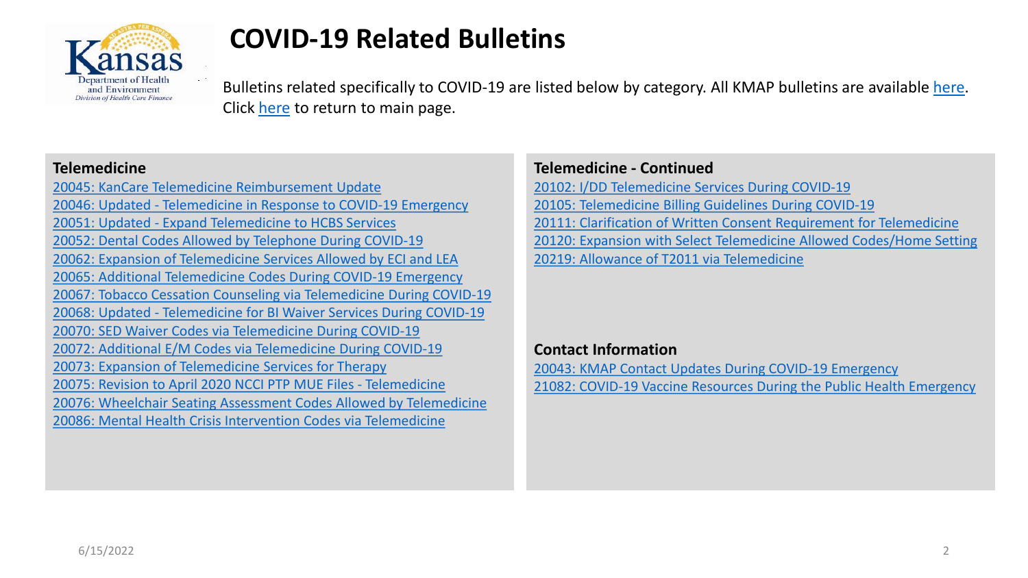# COVID-19 Related Bulletins

Bulletins related specifically to COVID-19 are listed below by category. All KMAP bulletins are available here. Click here to return to main page.

## Telemedicine

- 20045: KanCare Telemedicine Reimbursement Update
- 20046: Updated - Telemedicine in Response to COVID-19 Emergency
- 20051: Updated - Expand Telemedicine to HCBS Services
- 20052: Dental Codes Allowed by Telephone During COVID-19
- 20062: Expansion of Telemedicine Services Allowed by ECI and LEA
- 20065: Additional Telemedicine Codes During COVID-19 Emergency
- 20067: Tobacco Cessation Counseling via Telemedicine During COVID-19
- 20068: Updated - Telemedicine for BI Waiver Services During COVID-19
- 20070: SED Waiver Codes via Telemedicine During COVID-19
- 20072: Additional E/M Codes via Telemedicine During COVID-19
- 20073: Expansion of Telemedicine Services for Therapy
- 20075: Revision to April 2020 NCCI PTP MUE Files - Telemedicine
- 20076: Wheelchair Seating Assessment Codes Allowed by Telemedicine
- 20086: Mental Health Crisis Intervention Codes via Telemedicine

## Telemedicine - Continued

- 20102: I/DD Telemedicine Services During COVID-19
- 20105: Telemedicine Billing Guidelines During COVID-19
- 20111: Clarification of Written Consent Requirement for Telemedicine
- 20120: Expansion with Select Telemedicine Allowed Codes/Home Setting
- 20219: Allowance of T2011 via Telemedicine

## Contact Information

- 20043: KMAP Contact Updates During COVID-19 Emergency
- 21082: COVID-19 Vaccine Resources During the Public Health Emergency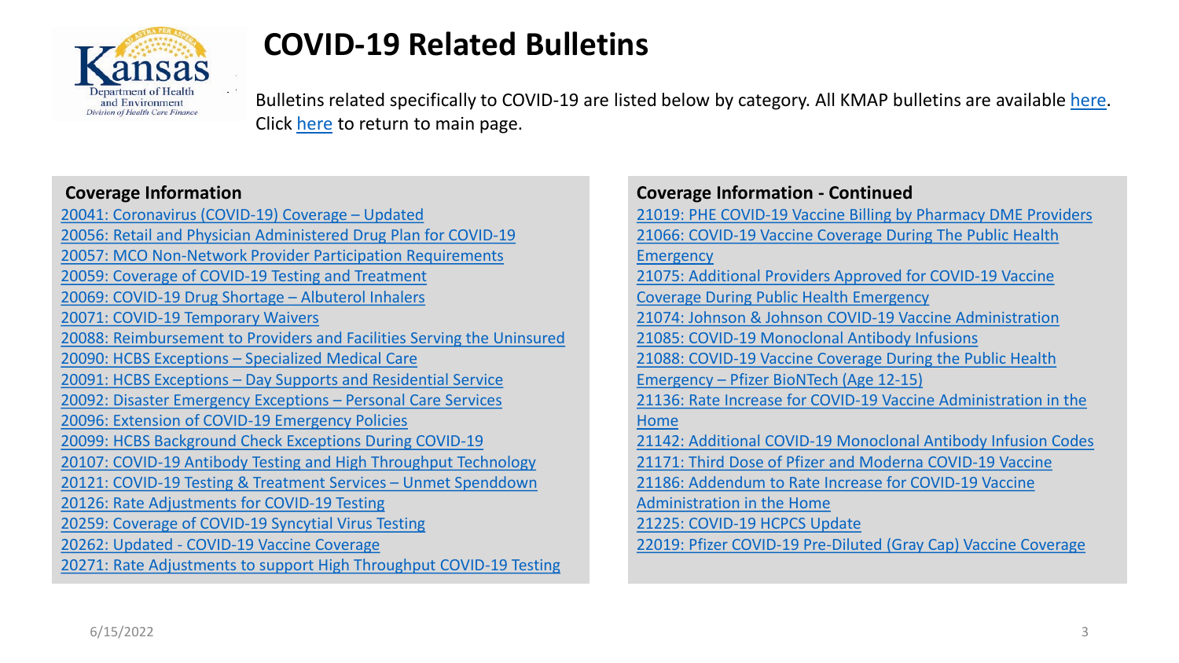# COVID-19 Related Bulletins

Bulletins related specifically to COVID-19 are listed below by category. All KMAP bulletins are available here. Click here to return to main page.

## Coverage Information

- 20041: Coronavirus (COVID-19) Coverage – Updated
- 20056: Retail and Physician Administered Drug Plan for COVID-19
- 20057: MCO Non-Network Provider Participation Requirements
- 20059: Coverage of COVID-19 Testing and Treatment
- 20069: COVID-19 Drug Shortage – Albuterol Inhalers
- 20071: COVID-19 Temporary Waivers
- 20088: Reimbursement to Providers and Facilities Serving the Uninsured
- 20090: HCBS Exceptions – Specialized Medical Care
- 20091: HCBS Exceptions – Day Supports and Residential Service
- 20092: Disaster Emergency Exceptions – Personal Care Services
- 20096: Extension of COVID-19 Emergency Policies
- 20099: HCBS Background Check Exceptions During COVID-19
- 20107: COVID-19 Antibody Testing and High Throughput Technology
- 20121: COVID-19 Testing & Treatment Services – Unmet Spenddown
- 20126: Rate Adjustments for COVID-19 Testing
- 20259: Coverage of COVID-19 Syncytial Virus Testing
- 20262: Updated - COVID-19 Vaccine Coverage
- 20271: Rate Adjustments to support High Throughput COVID-19 Testing

## Coverage Information - Continued

- 21019: PHE COVID-19 Vaccine Billing by Pharmacy DME Providers
- 21066: COVID-19 Vaccine Coverage During The Public Health Emergency
- 21075: Additional Providers Approved for COVID-19 Vaccine Coverage During Public Health Emergency
- 21074: Johnson & Johnson COVID-19 Vaccine Administration
- 21085: COVID-19 Monoclonal Antibody Infusions
- 21088: COVID-19 Vaccine Coverage During the Public Health Emergency – Pfizer BioNTech (Age 12-15)
- 21136: Rate Increase for COVID-19 Vaccine Administration in the Home
- 21142: Additional COVID-19 Monoclonal Antibody Infusion Codes
- 21171: Third Dose of Pfizer and Moderna COVID-19 Vaccine
- 21186: Addendum to Rate Increase for COVID-19 Vaccine Administration in the Home
- 21225: COVID-19 HCPCS Update
- 22019: Pfizer COVID-19 Pre-Diluted (Gray Cap) Vaccine Coverage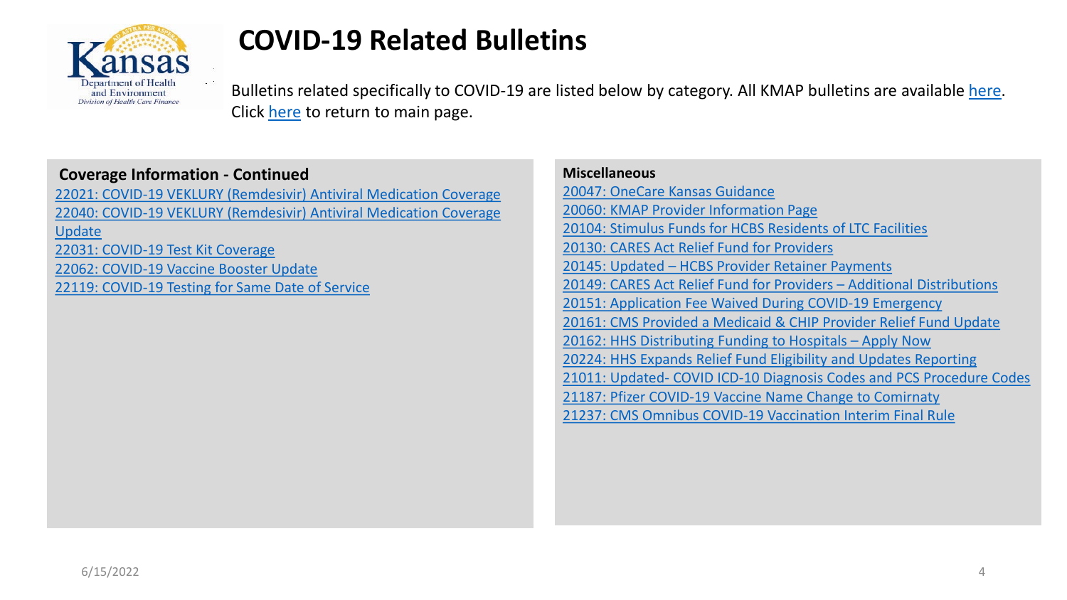# COVID-19 Related Bulletins

Bulletins related specifically to COVID-19 are listed below by category. All KMAP bulletins are available here. Click here to return to main page.

**Coverage Information - Continued**

22021: COVID-19 VEKLURY (Remdesivir) Antiviral Medication Coverage
22040: COVID-19 VEKLURY (Remdesivir) Antiviral Medication Coverage Update
22031: COVID-19 Test Kit Coverage
22062: COVID-19 Vaccine Booster Update
22119: COVID-19 Testing for Same Date of Service

**Miscellaneous**

20047: OneCare Kansas Guidance
20060: KMAP Provider Information Page
20104: Stimulus Funds for HCBS Residents of LTC Facilities
20130: CARES Act Relief Fund for Providers
20145: Updated – HCBS Provider Retainer Payments
20149: CARES Act Relief Fund for Providers – Additional Distributions
20151: Application Fee Waived During COVID-19 Emergency
20161: CMS Provided a Medicaid & CHIP Provider Relief Fund Update
20162: HHS Distributing Funding to Hospitals – Apply Now
20224: HHS Expands Relief Fund Eligibility and Updates Reporting
21011: Updated- COVID ICD-10 Diagnosis Codes and PCS Procedure Codes
21187: Pfizer COVID-19 Vaccine Name Change to Comirnaty
21237: CMS Omnibus COVID-19 Vaccination Interim Final Rule